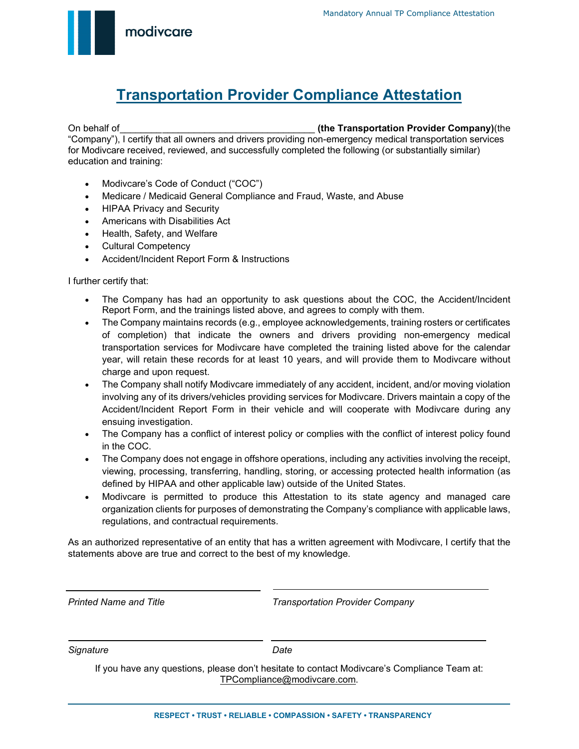# Transportation Provider Compliance Attestation

On behalf of________________________________ **(the Transportation Provider Company)**(the "Company"), I certify that all owners and drivers providing non-emergency medical transportation services for Modivcare received, reviewed, and successfully completed the following (or substantially similar) education and training:

- Modivcare's Code of Conduct ("COC")
- Medicare / Medicaid General Compliance and Fraud, Waste, and Abuse
- HIPAA Privacy and Security
- Americans with Disabilities Act
- Health, Safety, and Welfare
- Cultural Competency
- Accident/Incident Report Form & Instructions

I further certify that:

- The Company has had an opportunity to ask questions about the COC, the Accident/Incident Report Form, and the trainings listed above, and agrees to comply with them.
- The Company maintains records (e.g., employee acknowledgements, training rosters or certificates of completion) that indicate the owners and drivers providing non-emergency medical transportation services for Modivcare have completed the training listed above for the calendar year, will retain these records for at least 10 years, and will provide them to Modivcare without charge and upon request.
- The Company shall notify Modivcare immediately of any accident, incident, and/or moving violation involving any of its drivers/vehicles providing services for Modivcare. Drivers maintain a copy of the Accident/Incident Report Form in their vehicle and will cooperate with Modivcare during any ensuing investigation.
- The Company has a conflict of interest policy or complies with the conflict of interest policy found in the COC.
- The Company does not engage in offshore operations, including any activities involving the receipt, viewing, processing, transferring, handling, storing, or accessing protected health information (as defined by HIPAA and other applicable law) outside of the United States.
- Modivcare is permitted to produce this Attestation to its state agency and managed care organization clients for purposes of demonstrating the Company's compliance with applicable laws, regulations, and contractual requirements.

As an authorized representative of an entity that has a written agreement with Modivcare, I certify that the statements above are true and correct to the best of my knowledge.

________________________________ ________________________________

*Printed Name and Title* *Transportation Provider Company*

________________________________ ________________________________

*Signature* *Date*

If you have any questions, please don't hesitate to contact Modivcare's Compliance Team at: TPCompliance@modivcare.com.

**RESPECT • TRUST • RELIABLE • COMPASSION • SAFETY • TRANSPARENCY**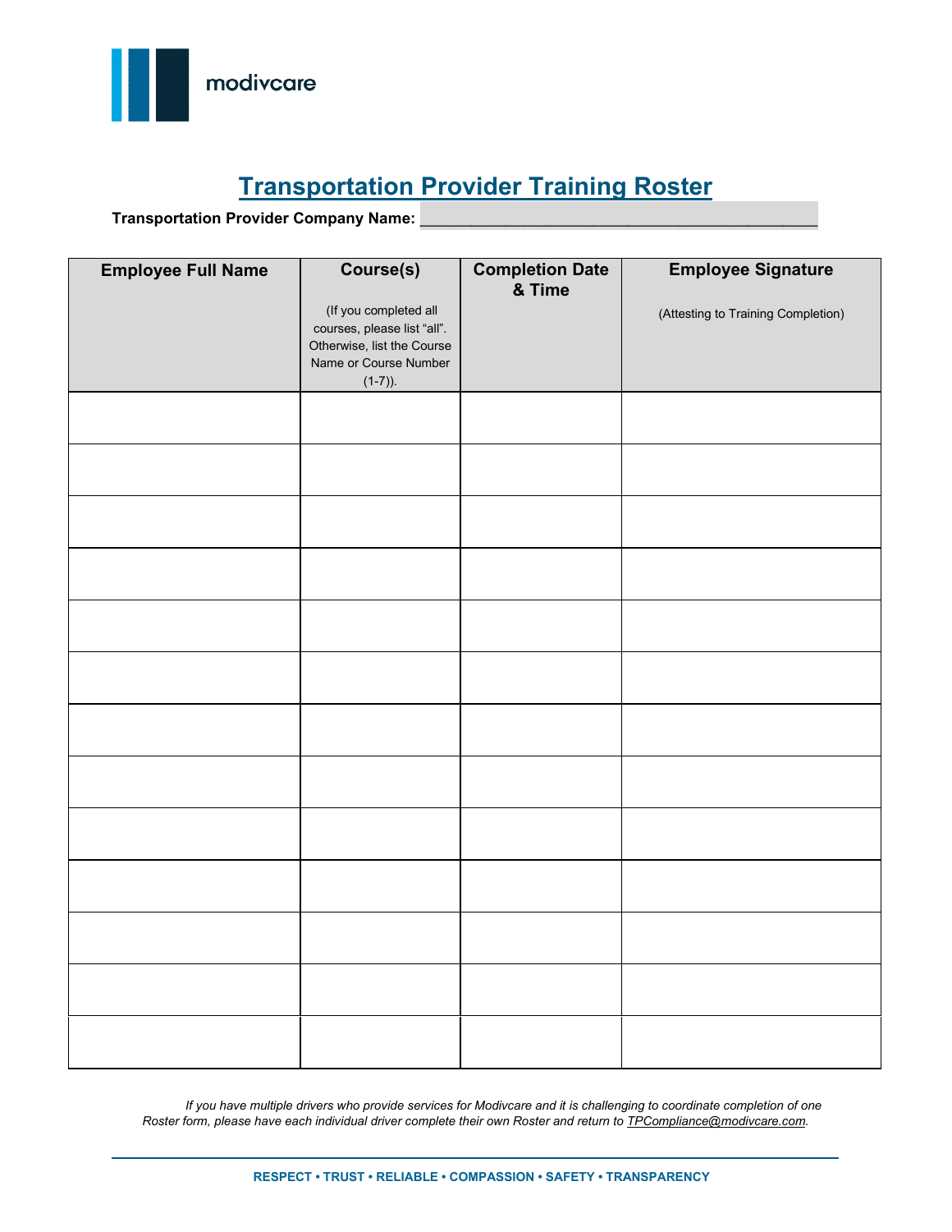modivcare

# Transportation Provider Training Roster

**Transportation Provider Company Name:** ___________________________________________

| Employee Full Name | Course(s) (If you completed all courses, please list "all". Otherwise, list the Course Name or Course Number (1-7)). | Completion Date & Time | Employee Signature (Attesting to Training Completion) |
|---|---|---|---|
| | | | |
| | | | |
| | | | |
| | | | |
| | | | |
| | | | |
| | | | |
| | | | |
| | | | |
| | | | |
| | | | |
| | | | |
| | | | |

*If you have multiple drivers who provide services for Modivcare and it is challenging to coordinate completion of one Roster form, please have each individual driver complete their own Roster and return to TPCompliance@modivcare.com.*

**RESPECT • TRUST • RELIABLE • COMPASSION • SAFETY • TRANSPARENCY**